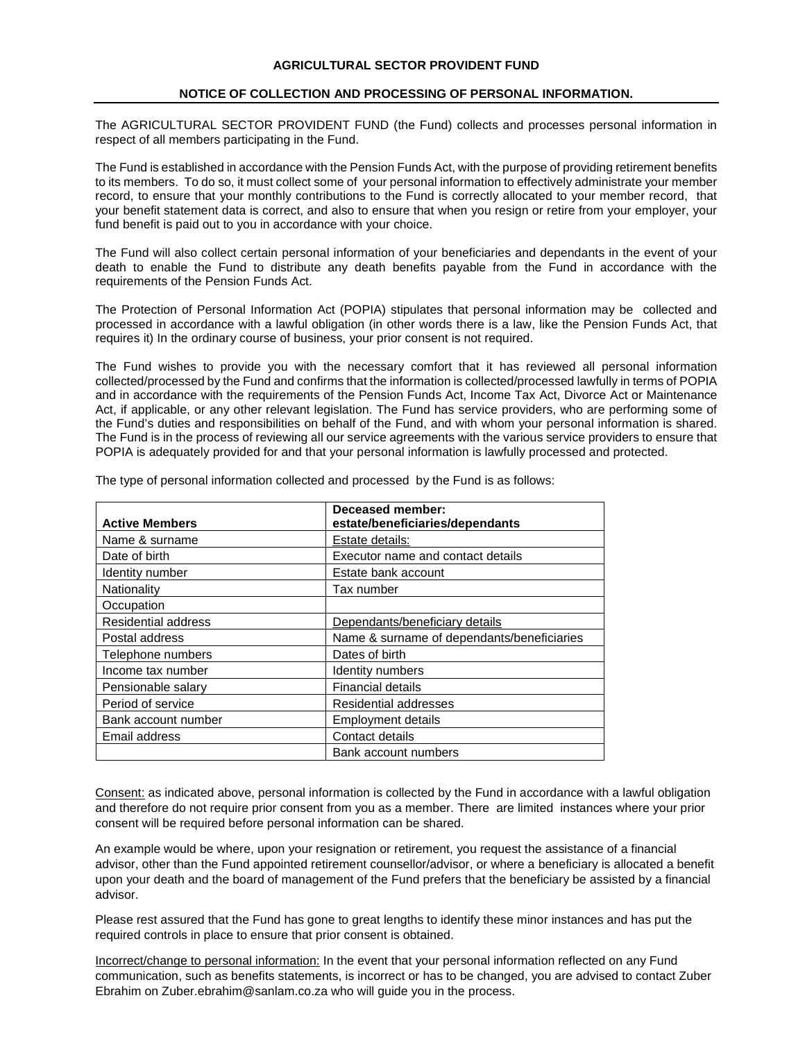# AGRICULTURAL SECTOR PROVIDENT FUND

## NOTICE OF COLLECTION AND PROCESSING OF PERSONAL INFORMATION.

The AGRICULTURAL SECTOR PROVIDENT FUND (the Fund) collects and processes personal information in respect of all members participating in the Fund.

The Fund is established in accordance with the Pension Funds Act, with the purpose of providing retirement benefits to its members. To do so, it must collect some of your personal information to effectively administrate your member record, to ensure that your monthly contributions to the Fund is correctly allocated to your member record, that your benefit statement data is correct, and also to ensure that when you resign or retire from your employer, your fund benefit is paid out to you in accordance with your choice.

The Fund will also collect certain personal information of your beneficiaries and dependants in the event of your death to enable the Fund to distribute any death benefits payable from the Fund in accordance with the requirements of the Pension Funds Act.

The Protection of Personal Information Act (POPIA) stipulates that personal information may be collected and processed in accordance with a lawful obligation (in other words there is a law, like the Pension Funds Act, that requires it) In the ordinary course of business, your prior consent is not required.

The Fund wishes to provide you with the necessary comfort that it has reviewed all personal information collected/processed by the Fund and confirms that the information is collected/processed lawfully in terms of POPIA and in accordance with the requirements of the Pension Funds Act, Income Tax Act, Divorce Act or Maintenance Act, if applicable, or any other relevant legislation. The Fund has service providers, who are performing some of the Fund's duties and responsibilities on behalf of the Fund, and with whom your personal information is shared. The Fund is in the process of reviewing all our service agreements with the various service providers to ensure that POPIA is adequately provided for and that your personal information is lawfully processed and protected.

The type of personal information collected and processed by the Fund is as follows:

| **Active Members** | **Deceased member: estate/beneficiaries/dependants** |
|---|---|
| Name & surname | Estate details: |
| Date of birth | Executor name and contact details |
| Identity number | Estate bank account |
| Nationality | Tax number |
| Occupation | |
| Residential address | Dependants/beneficiary details |
| Postal address | Name & surname of dependants/beneficiaries |
| Telephone numbers | Dates of birth |
| Income tax number | Identity numbers |
| Pensionable salary | Financial details |
| Period of service | Residential addresses |
| Bank account number | Employment details |
| Email address | Contact details |
| | Bank account numbers |

Consent: as indicated above, personal information is collected by the Fund in accordance with a lawful obligation and therefore do not require prior consent from you as a member. There are limited instances where your prior consent will be required before personal information can be shared.

An example would be where, upon your resignation or retirement, you request the assistance of a financial advisor, other than the Fund appointed retirement counsellor/advisor, or where a beneficiary is allocated a benefit upon your death and the board of management of the Fund prefers that the beneficiary be assisted by a financial advisor.

Please rest assured that the Fund has gone to great lengths to identify these minor instances and has put the required controls in place to ensure that prior consent is obtained.

Incorrect/change to personal information: In the event that your personal information reflected on any Fund communication, such as benefits statements, is incorrect or has to be changed, you are advised to contact Zuber Ebrahim on Zuber.ebrahim@sanlam.co.za who will guide you in the process.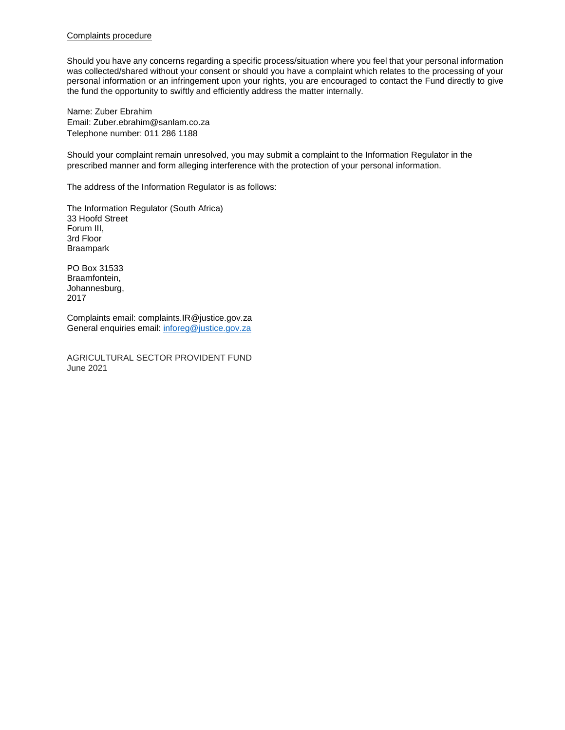Complaints procedure

Should you have any concerns regarding a specific process/situation where you feel that your personal information was collected/shared without your consent or should you have a complaint which relates to the processing of your personal information or an infringement upon your rights, you are encouraged to contact the Fund directly to give the fund the opportunity to swiftly and efficiently address the matter internally.

Name: Zuber Ebrahim
Email: Zuber.ebrahim@sanlam.co.za
Telephone number: 011 286 1188

Should your complaint remain unresolved, you may submit a complaint to the Information Regulator in the prescribed manner and form alleging interference with the protection of your personal information.

The address of the Information Regulator is as follows:

The Information Regulator (South Africa)
33 Hoofd Street
Forum III,
3rd Floor
Braampark

PO Box 31533
Braamfontein,
Johannesburg,
2017

Complaints email: complaints.IR@justice.gov.za
General enquiries email: [inforeg@justice.gov.za](mailto:inforeg@justice.gov.za)

AGRICULTURAL SECTOR PROVIDENT FUND
June 2021